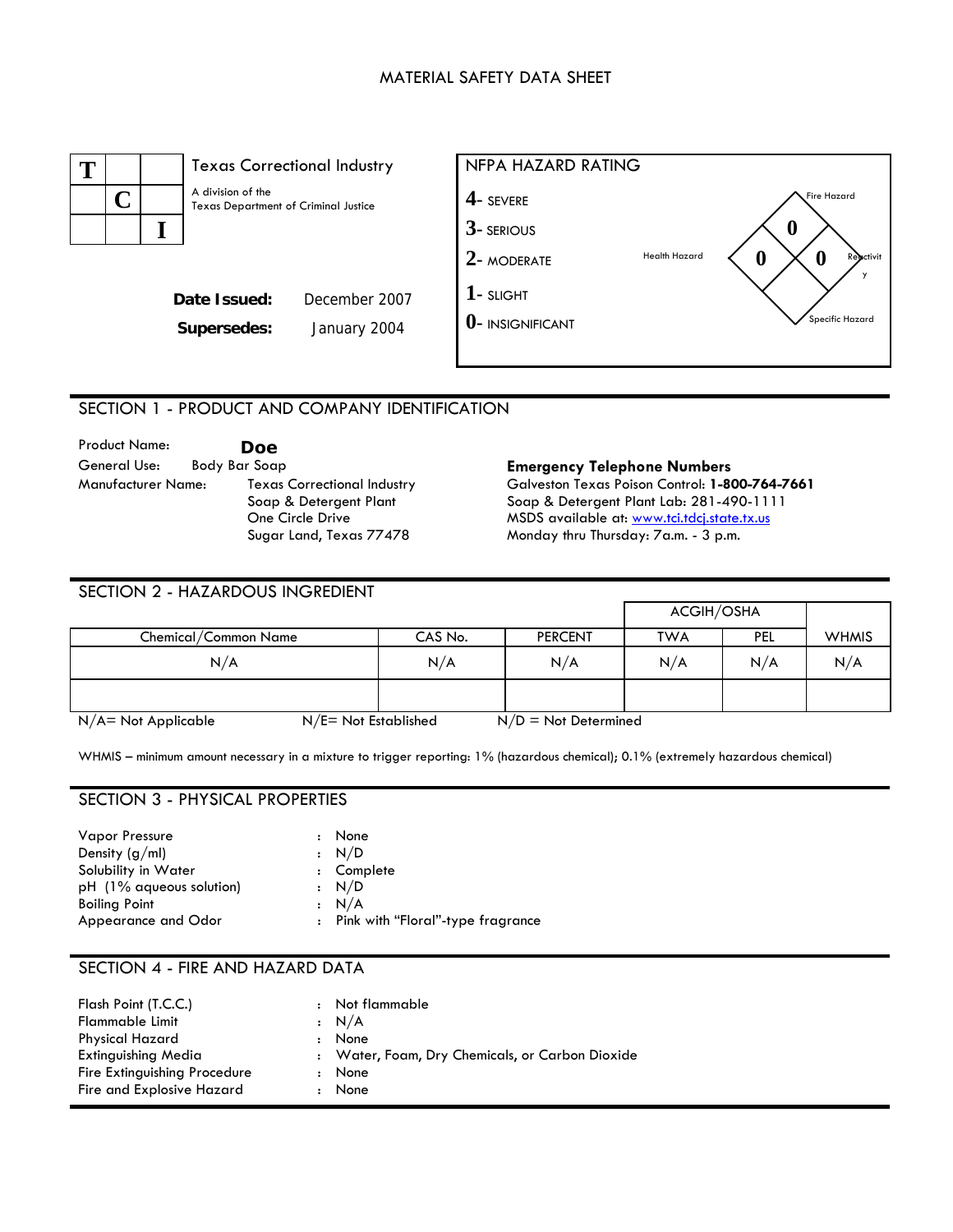# MATERIAL SAFETY DATA SHEET

| T | | |
|---|---|---|
| | C | |
| | | I |

Texas Correctional Industry

A division of the Texas Department of Criminal Justice

**Date Issued:** December 2007

**Supersedes:** January 2004

**NFPA HAZARD RATING**

**4**- SEVERE

**3**- SERIOUS

**2**- MODERATE

**1**- SLIGHT

**0**- INSIGNIFICANT

Health Hazard: **0**
Fire Hazard: **0**
Reactivity: **0**
Specific Hazard:

## SECTION 1 - PRODUCT AND COMPANY IDENTIFICATION

Product Name: **Doe**

General Use: Body Bar Soap

Manufacturer Name: Texas Correctional Industry
Soap & Detergent Plant
One Circle Drive
Sugar Land, Texas 77478

**Emergency Telephone Numbers**

Galveston Texas Poison Control: **1-800-764-7661**

Soap & Detergent Plant Lab: 281-490-1111

MSDS available at: www.tci.tdcj.state.tx.us

Monday thru Thursday: 7a.m. - 3 p.m.

## SECTION 2 - HAZARDOUS INGREDIENT

| | | | ACGIH/OSHA | | |
|---|---|---|---|---|---|
| Chemical/Common Name | CAS No. | PERCENT | TWA | PEL | WHMIS |
| N/A | N/A | N/A | N/A | N/A | N/A |
| | | | | | |

N/A= Not Applicable     N/E= Not Established     N/D = Not Determined

WHMIS – minimum amount necessary in a mixture to trigger reporting: 1% (hazardous chemical); 0.1% (extremely hazardous chemical)

## SECTION 3 - PHYSICAL PROPERTIES

| | | |
|---|---|---|
| Vapor Pressure | : | None |
| Density (g/ml) | : | N/D |
| Solubility in Water | : | Complete |
| pH (1% aqueous solution) | : | N/D |
| Boiling Point | : | N/A |
| Appearance and Odor | : | Pink with "Floral"-type fragrance |

## SECTION 4 - FIRE AND HAZARD DATA

| | | |
|---|---|---|
| Flash Point (T.C.C.) | : | Not flammable |
| Flammable Limit | : | N/A |
| Physical Hazard | : | None |
| Extinguishing Media | : | Water, Foam, Dry Chemicals, or Carbon Dioxide |
| Fire Extinguishing Procedure | : | None |
| Fire and Explosive Hazard | : | None |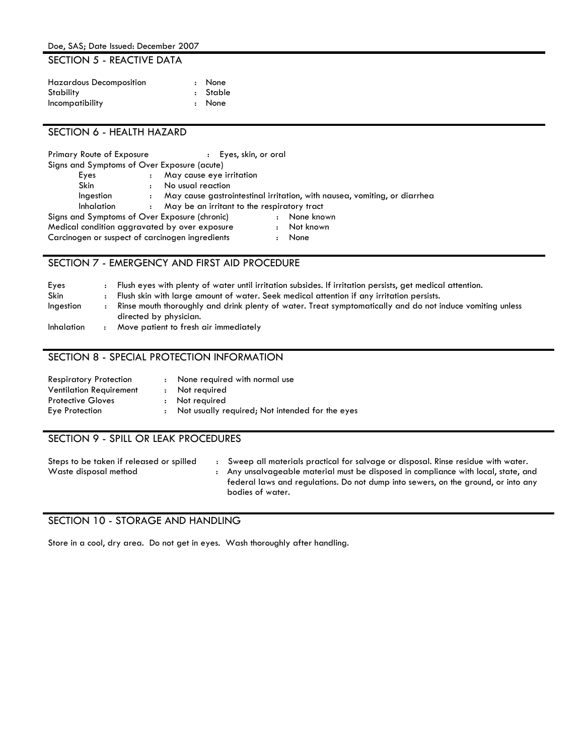## SECTION 5 - REACTIVE DATA

| | | |
|---|---|---|
| Hazardous Decomposition | : | None |
| Stability | : | Stable |
| Incompatibility | : | None |

## SECTION 6 - HEALTH HAZARD

Primary Route of Exposure : Eyes, skin, or oral

Signs and Symptoms of Over Exposure (acute)

| | | |
|---|---|---|
| Eyes | : | May cause eye irritation |
| Skin | : | No usual reaction |
| Ingestion | : | May cause gastrointestinal irritation, with nausea, vomiting, or diarrhea |
| Inhalation | : | May be an irritant to the respiratory tract |

| | | |
|---|---|---|
| Signs and Symptoms of Over Exposure (chronic) | : | None known |
| Medical condition aggravated by over exposure | : | Not known |
| Carcinogen or suspect of carcinogen ingredients | : | None |

## SECTION 7 - EMERGENCY AND FIRST AID PROCEDURE

| | | |
|---|---|---|
| Eyes | : | Flush eyes with plenty of water until irritation subsides. If irritation persists, get medical attention. |
| Skin | : | Flush skin with large amount of water. Seek medical attention if any irritation persists. |
| Ingestion | : | Rinse mouth thoroughly and drink plenty of water. Treat symptomatically and do not induce vomiting unless directed by physician. |
| Inhalation | : | Move patient to fresh air immediately |

## SECTION 8 - SPECIAL PROTECTION INFORMATION

| | | |
|---|---|---|
| Respiratory Protection | : | None required with normal use |
| Ventilation Requirement | : | Not required |
| Protective Gloves | : | Not required |
| Eye Protection | : | Not usually required; Not intended for the eyes |

## SECTION 9 - SPILL OR LEAK PROCEDURES

| | | |
|---|---|---|
| Steps to be taken if released or spilled | : | Sweep all materials practical for salvage or disposal. Rinse residue with water. |
| Waste disposal method | : | Any unsalvageable material must be disposed in compliance with local, state, and federal laws and regulations. Do not dump into sewers, on the ground, or into any bodies of water. |

## SECTION 10 - STORAGE AND HANDLING

Store in a cool, dry area. Do not get in eyes. Wash thoroughly after handling.